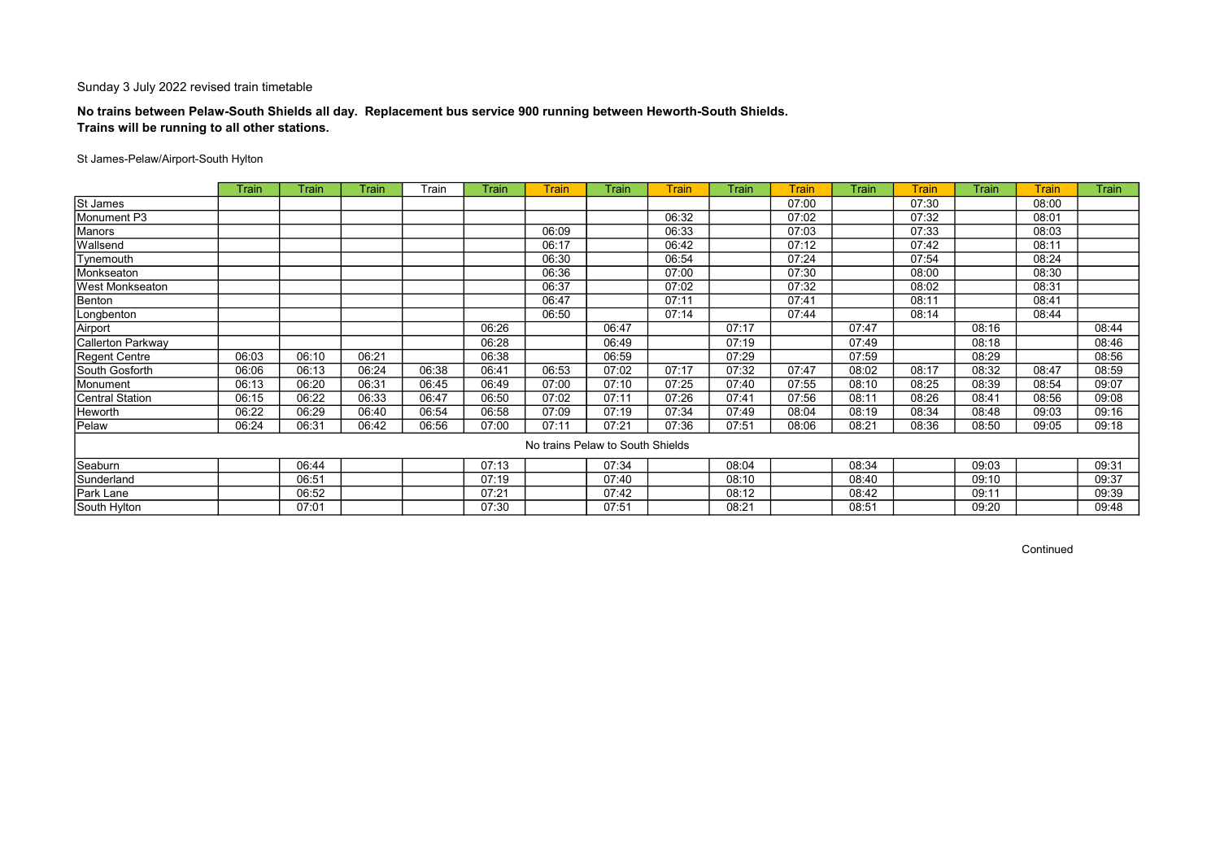Sunday 3 July 2022 revised train timetable

**No trains between Pelaw-South Shields all day. Replacement bus service 900 running between Heworth-South Shields.**
**Trains will be running to all other stations.**

St James-Pelaw/Airport-South Hylton

| | Train | Train | Train | Train | Train | Train | Train | Train | Train | Train | Train | Train | Train | Train | Train |
|---|---|---|---|---|---|---|---|---|---|---|---|---|---|---|---|
| St James | | | | | | | | | | 07:00 | | 07:30 | | 08:00 | |
| Monument P3 | | | | | | | | 06:32 | | 07:02 | | 07:32 | | 08:01 | |
| Manors | | | | | | 06:09 | | 06:33 | | 07:03 | | 07:33 | | 08:03 | |
| Wallsend | | | | | | 06:17 | | 06:42 | | 07:12 | | 07:42 | | 08:11 | |
| Tynemouth | | | | | | 06:30 | | 06:54 | | 07:24 | | 07:54 | | 08:24 | |
| Monkseaton | | | | | | 06:36 | | 07:00 | | 07:30 | | 08:00 | | 08:30 | |
| West Monkseaton | | | | | | 06:37 | | 07:02 | | 07:32 | | 08:02 | | 08:31 | |
| Benton | | | | | | 06:47 | | 07:11 | | 07:41 | | 08:11 | | 08:41 | |
| Longbenton | | | | | | 06:50 | | 07:14 | | 07:44 | | 08:14 | | 08:44 | |
| Airport | | | | | 06:26 | | 06:47 | | 07:17 | | 07:47 | | 08:16 | | 08:44 |
| Callerton Parkway | | | | | 06:28 | | 06:49 | | 07:19 | | 07:49 | | 08:18 | | 08:46 |
| Regent Centre | 06:03 | 06:10 | 06:21 | | 06:38 | | 06:59 | | 07:29 | | 07:59 | | 08:29 | | 08:56 |
| South Gosforth | 06:06 | 06:13 | 06:24 | 06:38 | 06:41 | 06:53 | 07:02 | 07:17 | 07:32 | 07:47 | 08:02 | 08:17 | 08:32 | 08:47 | 08:59 |
| Monument | 06:13 | 06:20 | 06:31 | 06:45 | 06:49 | 07:00 | 07:10 | 07:25 | 07:40 | 07:55 | 08:10 | 08:25 | 08:39 | 08:54 | 09:07 |
| Central Station | 06:15 | 06:22 | 06:33 | 06:47 | 06:50 | 07:02 | 07:11 | 07:26 | 07:41 | 07:56 | 08:11 | 08:26 | 08:41 | 08:56 | 09:08 |
| Heworth | 06:22 | 06:29 | 06:40 | 06:54 | 06:58 | 07:09 | 07:19 | 07:34 | 07:49 | 08:04 | 08:19 | 08:34 | 08:48 | 09:03 | 09:16 |
| Pelaw | 06:24 | 06:31 | 06:42 | 06:56 | 07:00 | 07:11 | 07:21 | 07:36 | 07:51 | 08:06 | 08:21 | 08:36 | 08:50 | 09:05 | 09:18 |
| No trains Pelaw to South Shields | | | | | | | | | | | | | | | |
| Seaburn | | 06:44 | | | 07:13 | | 07:34 | | 08:04 | | 08:34 | | 09:03 | | 09:31 |
| Sunderland | | 06:51 | | | 07:19 | | 07:40 | | 08:10 | | 08:40 | | 09:10 | | 09:37 |
| Park Lane | | 06:52 | | | 07:21 | | 07:42 | | 08:12 | | 08:42 | | 09:11 | | 09:39 |
| South Hylton | | 07:01 | | | 07:30 | | 07:51 | | 08:21 | | 08:51 | | 09:20 | | 09:48 |

Continued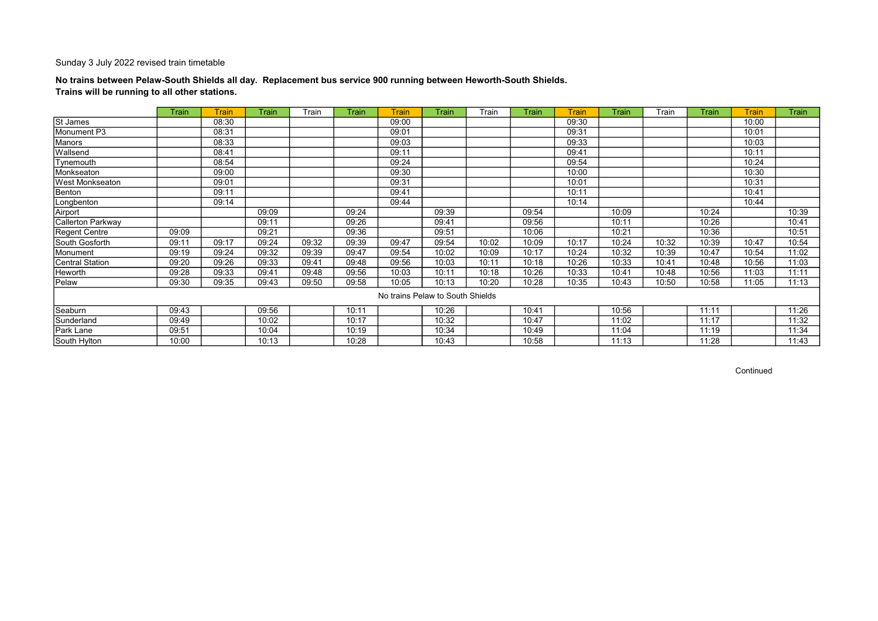Sunday 3 July 2022 revised train timetable

**No trains between Pelaw-South Shields all day. Replacement bus service 900 running between Heworth-South Shields.**
**Trains will be running to all other stations.**

| | Train | Train | Train | Train | Train | Train | Train | Train | Train | Train | Train | Train | Train | Train | Train |
|---|---|---|---|---|---|---|---|---|---|---|---|---|---|---|---|
| St James | | 08:30 | | | | 09:00 | | | | 09:30 | | | | 10:00 | |
| Monument P3 | | 08:31 | | | | 09:01 | | | | 09:31 | | | | 10:01 | |
| Manors | | 08:33 | | | | 09:03 | | | | 09:33 | | | | 10:03 | |
| Wallsend | | 08:41 | | | | 09:11 | | | | 09:41 | | | | 10:11 | |
| Tynemouth | | 08:54 | | | | 09:24 | | | | 09:54 | | | | 10:24 | |
| Monkseaton | | 09:00 | | | | 09:30 | | | | 10:00 | | | | 10:30 | |
| West Monkseaton | | 09:01 | | | | 09:31 | | | | 10:01 | | | | 10:31 | |
| Benton | | 09:11 | | | | 09:41 | | | | 10:11 | | | | 10:41 | |
| Longbenton | | 09:14 | | | | 09:44 | | | | 10:14 | | | | 10:44 | |
| Airport | | | 09:09 | | 09:24 | | 09:39 | | 09:54 | | 10:09 | | 10:24 | | 10:39 |
| Callerton Parkway | | | 09:11 | | 09:26 | | 09:41 | | 09:56 | | 10:11 | | 10:26 | | 10:41 |
| Regent Centre | 09:09 | | 09:21 | | 09:36 | | 09:51 | | 10:06 | | 10:21 | | 10:36 | | 10:51 |
| South Gosforth | 09:11 | 09:17 | 09:24 | 09:32 | 09:39 | 09:47 | 09:54 | 10:02 | 10:09 | 10:17 | 10:24 | 10:32 | 10:39 | 10:47 | 10:54 |
| Monument | 09:19 | 09:24 | 09:32 | 09:39 | 09:47 | 09:54 | 10:02 | 10:09 | 10:17 | 10:24 | 10:32 | 10:39 | 10:47 | 10:54 | 11:02 |
| Central Station | 09:20 | 09:26 | 09:33 | 09:41 | 09:48 | 09:56 | 10:03 | 10:11 | 10:18 | 10:26 | 10:33 | 10:41 | 10:48 | 10:56 | 11:03 |
| Heworth | 09:28 | 09:33 | 09:41 | 09:48 | 09:56 | 10:03 | 10:11 | 10:18 | 10:26 | 10:33 | 10:41 | 10:48 | 10:56 | 11:03 | 11:11 |
| Pelaw | 09:30 | 09:35 | 09:43 | 09:50 | 09:58 | 10:05 | 10:13 | 10:20 | 10:28 | 10:35 | 10:43 | 10:50 | 10:58 | 11:05 | 11:13 |
| No trains Pelaw to South Shields | | | | | | | | | | | | | | | |
| Seaburn | 09:43 | | 09:56 | | 10:11 | | 10:26 | | 10:41 | | 10:56 | | 11:11 | | 11:26 |
| Sunderland | 09:49 | | 10:02 | | 10:17 | | 10:32 | | 10:47 | | 11:02 | | 11:17 | | 11:32 |
| Park Lane | 09:51 | | 10:04 | | 10:19 | | 10:34 | | 10:49 | | 11:04 | | 11:19 | | 11:34 |
| South Hylton | 10:00 | | 10:13 | | 10:28 | | 10:43 | | 10:58 | | 11:13 | | 11:28 | | 11:43 |

Continued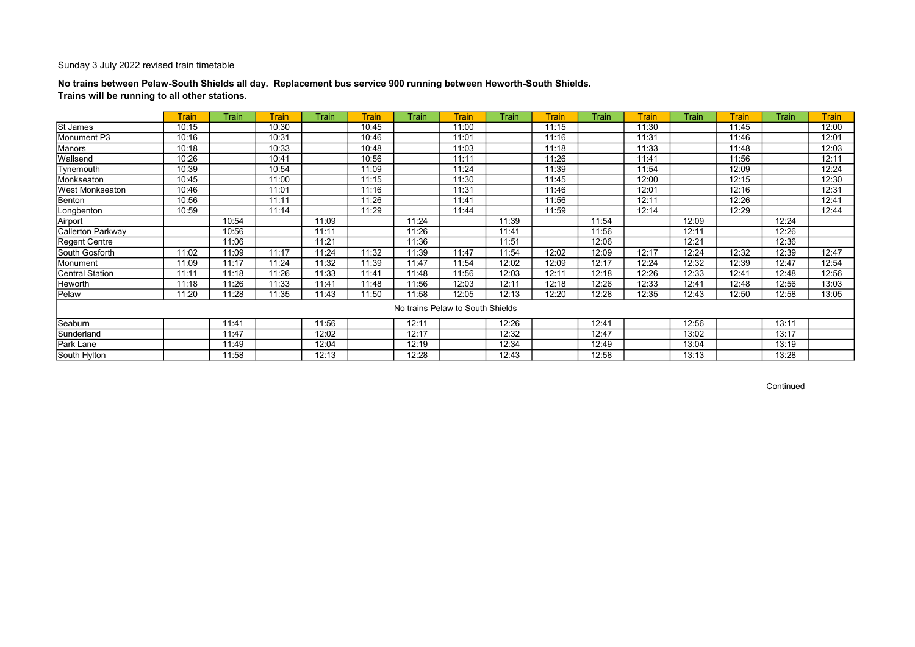Sunday 3 July 2022 revised train timetable

**No trains between Pelaw-South Shields all day. Replacement bus service 900 running between Heworth-South Shields.**
**Trains will be running to all other stations.**

| | Train | Train | Train | Train | Train | Train | Train | Train | Train | Train | Train | Train | Train | Train | Train |
|---|---|---|---|---|---|---|---|---|---|---|---|---|---|---|---|
| St James | 10:15 | | 10:30 | | 10:45 | | 11:00 | | 11:15 | | 11:30 | | 11:45 | | 12:00 |
| Monument P3 | 10:16 | | 10:31 | | 10:46 | | 11:01 | | 11:16 | | 11:31 | | 11:46 | | 12:01 |
| Manors | 10:18 | | 10:33 | | 10:48 | | 11:03 | | 11:18 | | 11:33 | | 11:48 | | 12:03 |
| Wallsend | 10:26 | | 10:41 | | 10:56 | | 11:11 | | 11:26 | | 11:41 | | 11:56 | | 12:11 |
| Tynemouth | 10:39 | | 10:54 | | 11:09 | | 11:24 | | 11:39 | | 11:54 | | 12:09 | | 12:24 |
| Monkseaton | 10:45 | | 11:00 | | 11:15 | | 11:30 | | 11:45 | | 12:00 | | 12:15 | | 12:30 |
| West Monkseaton | 10:46 | | 11:01 | | 11:16 | | 11:31 | | 11:46 | | 12:01 | | 12:16 | | 12:31 |
| Benton | 10:56 | | 11:11 | | 11:26 | | 11:41 | | 11:56 | | 12:11 | | 12:26 | | 12:41 |
| Longbenton | 10:59 | | 11:14 | | 11:29 | | 11:44 | | 11:59 | | 12:14 | | 12:29 | | 12:44 |
| Airport | | 10:54 | | 11:09 | | 11:24 | | 11:39 | | 11:54 | | 12:09 | | 12:24 | |
| Callerton Parkway | | 10:56 | | 11:11 | | 11:26 | | 11:41 | | 11:56 | | 12:11 | | 12:26 | |
| Regent Centre | | 11:06 | | 11:21 | | 11:36 | | 11:51 | | 12:06 | | 12:21 | | 12:36 | |
| South Gosforth | 11:02 | 11:09 | 11:17 | 11:24 | 11:32 | 11:39 | 11:47 | 11:54 | 12:02 | 12:09 | 12:17 | 12:24 | 12:32 | 12:39 | 12:47 |
| Monument | 11:09 | 11:17 | 11:24 | 11:32 | 11:39 | 11:47 | 11:54 | 12:02 | 12:09 | 12:17 | 12:24 | 12:32 | 12:39 | 12:47 | 12:54 |
| Central Station | 11:11 | 11:18 | 11:26 | 11:33 | 11:41 | 11:48 | 11:56 | 12:03 | 12:11 | 12:18 | 12:26 | 12:33 | 12:41 | 12:48 | 12:56 |
| Heworth | 11:18 | 11:26 | 11:33 | 11:41 | 11:48 | 11:56 | 12:03 | 12:11 | 12:18 | 12:26 | 12:33 | 12:41 | 12:48 | 12:56 | 13:03 |
| Pelaw | 11:20 | 11:28 | 11:35 | 11:43 | 11:50 | 11:58 | 12:05 | 12:13 | 12:20 | 12:28 | 12:35 | 12:43 | 12:50 | 12:58 | 13:05 |
| No trains Pelaw to South Shields | | | | | | | | | | | | | | | |
| Seaburn | | 11:41 | | 11:56 | | 12:11 | | 12:26 | | 12:41 | | 12:56 | | 13:11 | |
| Sunderland | | 11:47 | | 12:02 | | 12:17 | | 12:32 | | 12:47 | | 13:02 | | 13:17 | |
| Park Lane | | 11:49 | | 12:04 | | 12:19 | | 12:34 | | 12:49 | | 13:04 | | 13:19 | |
| South Hylton | | 11:58 | | 12:13 | | 12:28 | | 12:43 | | 12:58 | | 13:13 | | 13:28 | |

Continued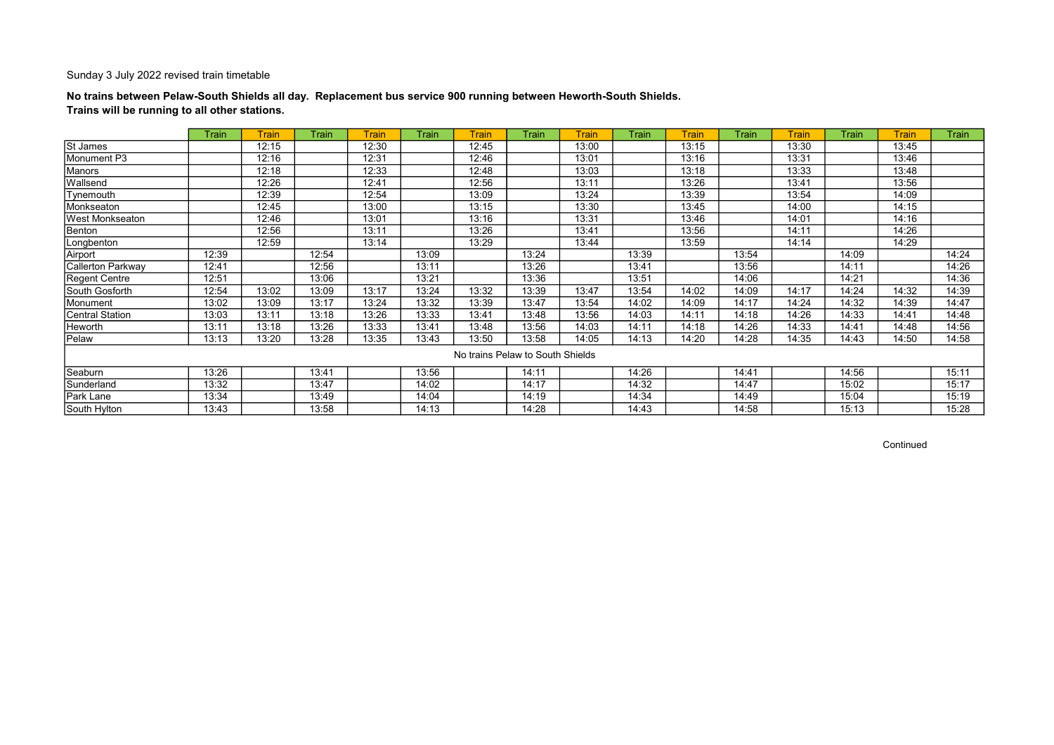Sunday 3 July 2022 revised train timetable

**No trains between Pelaw-South Shields all day. Replacement bus service 900 running between Heworth-South Shields.**
**Trains will be running to all other stations.**

| | Train | Train | Train | Train | Train | Train | Train | Train | Train | Train | Train | Train | Train | Train | Train |
|---|---|---|---|---|---|---|---|---|---|---|---|---|---|---|---|
| St James | | 12:15 | | 12:30 | | 12:45 | | 13:00 | | 13:15 | | 13:30 | | 13:45 | |
| Monument P3 | | 12:16 | | 12:31 | | 12:46 | | 13:01 | | 13:16 | | 13:31 | | 13:46 | |
| Manors | | 12:18 | | 12:33 | | 12:48 | | 13:03 | | 13:18 | | 13:33 | | 13:48 | |
| Wallsend | | 12:26 | | 12:41 | | 12:56 | | 13:11 | | 13:26 | | 13:41 | | 13:56 | |
| Tynemouth | | 12:39 | | 12:54 | | 13:09 | | 13:24 | | 13:39 | | 13:54 | | 14:09 | |
| Monkseaton | | 12:45 | | 13:00 | | 13:15 | | 13:30 | | 13:45 | | 14:00 | | 14:15 | |
| West Monkseaton | | 12:46 | | 13:01 | | 13:16 | | 13:31 | | 13:46 | | 14:01 | | 14:16 | |
| Benton | | 12:56 | | 13:11 | | 13:26 | | 13:41 | | 13:56 | | 14:11 | | 14:26 | |
| Longbenton | | 12:59 | | 13:14 | | 13:29 | | 13:44 | | 13:59 | | 14:14 | | 14:29 | |
| Airport | 12:39 | | 12:54 | | 13:09 | | 13:24 | | 13:39 | | 13:54 | | 14:09 | | 14:24 |
| Callerton Parkway | 12:41 | | 12:56 | | 13:11 | | 13:26 | | 13:41 | | 13:56 | | 14:11 | | 14:26 |
| Regent Centre | 12:51 | | 13:06 | | 13:21 | | 13:36 | | 13:51 | | 14:06 | | 14:21 | | 14:36 |
| South Gosforth | 12:54 | 13:02 | 13:09 | 13:17 | 13:24 | 13:32 | 13:39 | 13:47 | 13:54 | 14:02 | 14:09 | 14:17 | 14:24 | 14:32 | 14:39 |
| Monument | 13:02 | 13:09 | 13:17 | 13:24 | 13:32 | 13:39 | 13:47 | 13:54 | 14:02 | 14:09 | 14:17 | 14:24 | 14:32 | 14:39 | 14:47 |
| Central Station | 13:03 | 13:11 | 13:18 | 13:26 | 13:33 | 13:41 | 13:48 | 13:56 | 14:03 | 14:11 | 14:18 | 14:26 | 14:33 | 14:41 | 14:48 |
| Heworth | 13:11 | 13:18 | 13:26 | 13:33 | 13:41 | 13:48 | 13:56 | 14:03 | 14:11 | 14:18 | 14:26 | 14:33 | 14:41 | 14:48 | 14:56 |
| Pelaw | 13:13 | 13:20 | 13:28 | 13:35 | 13:43 | 13:50 | 13:58 | 14:05 | 14:13 | 14:20 | 14:28 | 14:35 | 14:43 | 14:50 | 14:58 |
| No trains Pelaw to South Shields | | | | | | | | | | | | | | | |
| Seaburn | 13:26 | | 13:41 | | 13:56 | | 14:11 | | 14:26 | | 14:41 | | 14:56 | | 15:11 |
| Sunderland | 13:32 | | 13:47 | | 14:02 | | 14:17 | | 14:32 | | 14:47 | | 15:02 | | 15:17 |
| Park Lane | 13:34 | | 13:49 | | 14:04 | | 14:19 | | 14:34 | | 14:49 | | 15:04 | | 15:19 |
| South Hylton | 13:43 | | 13:58 | | 14:13 | | 14:28 | | 14:43 | | 14:58 | | 15:13 | | 15:28 |

Continued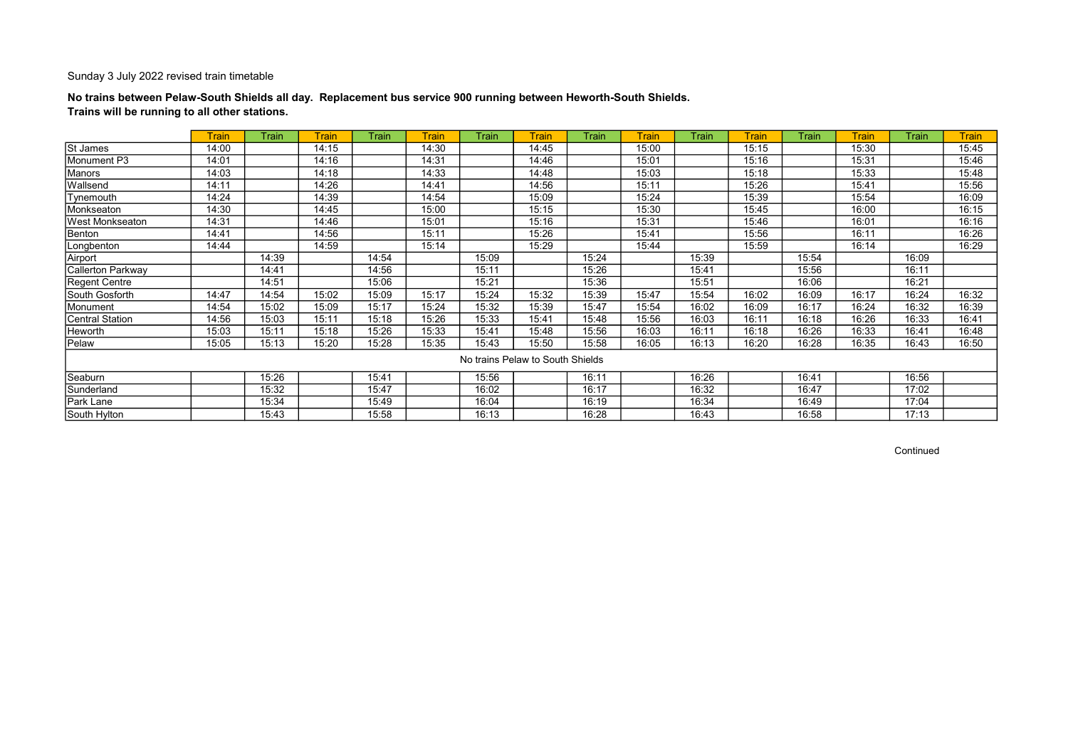Sunday 3 July 2022 revised train timetable

**No trains between Pelaw-South Shields all day. Replacement bus service 900 running between Heworth-South Shields.**
**Trains will be running to all other stations.**

| | Train | Train | Train | Train | Train | Train | Train | Train | Train | Train | Train | Train | Train | Train | Train |
|---|---|---|---|---|---|---|---|---|---|---|---|---|---|---|---|
| St James | 14:00 | | 14:15 | | 14:30 | | 14:45 | | 15:00 | | 15:15 | | 15:30 | | 15:45 |
| Monument P3 | 14:01 | | 14:16 | | 14:31 | | 14:46 | | 15:01 | | 15:16 | | 15:31 | | 15:46 |
| Manors | 14:03 | | 14:18 | | 14:33 | | 14:48 | | 15:03 | | 15:18 | | 15:33 | | 15:48 |
| Wallsend | 14:11 | | 14:26 | | 14:41 | | 14:56 | | 15:11 | | 15:26 | | 15:41 | | 15:56 |
| Tynemouth | 14:24 | | 14:39 | | 14:54 | | 15:09 | | 15:24 | | 15:39 | | 15:54 | | 16:09 |
| Monkseaton | 14:30 | | 14:45 | | 15:00 | | 15:15 | | 15:30 | | 15:45 | | 16:00 | | 16:15 |
| West Monkseaton | 14:31 | | 14:46 | | 15:01 | | 15:16 | | 15:31 | | 15:46 | | 16:01 | | 16:16 |
| Benton | 14:41 | | 14:56 | | 15:11 | | 15:26 | | 15:41 | | 15:56 | | 16:11 | | 16:26 |
| Longbenton | 14:44 | | 14:59 | | 15:14 | | 15:29 | | 15:44 | | 15:59 | | 16:14 | | 16:29 |
| Airport | | 14:39 | | 14:54 | | 15:09 | | 15:24 | | 15:39 | | 15:54 | | 16:09 | |
| Callerton Parkway | | 14:41 | | 14:56 | | 15:11 | | 15:26 | | 15:41 | | 15:56 | | 16:11 | |
| Regent Centre | | 14:51 | | 15:06 | | 15:21 | | 15:36 | | 15:51 | | 16:06 | | 16:21 | |
| South Gosforth | 14:47 | 14:54 | 15:02 | 15:09 | 15:17 | 15:24 | 15:32 | 15:39 | 15:47 | 15:54 | 16:02 | 16:09 | 16:17 | 16:24 | 16:32 |
| Monument | 14:54 | 15:02 | 15:09 | 15:17 | 15:24 | 15:32 | 15:39 | 15:47 | 15:54 | 16:02 | 16:09 | 16:17 | 16:24 | 16:32 | 16:39 |
| Central Station | 14:56 | 15:03 | 15:11 | 15:18 | 15:26 | 15:33 | 15:41 | 15:48 | 15:56 | 16:03 | 16:11 | 16:18 | 16:26 | 16:33 | 16:41 |
| Heworth | 15:03 | 15:11 | 15:18 | 15:26 | 15:33 | 15:41 | 15:48 | 15:56 | 16:03 | 16:11 | 16:18 | 16:26 | 16:33 | 16:41 | 16:48 |
| Pelaw | 15:05 | 15:13 | 15:20 | 15:28 | 15:35 | 15:43 | 15:50 | 15:58 | 16:05 | 16:13 | 16:20 | 16:28 | 16:35 | 16:43 | 16:50 |
| No trains Pelaw to South Shields | | | | | | | | | | | | | | | |
| Seaburn | | 15:26 | | 15:41 | | 15:56 | | 16:11 | | 16:26 | | 16:41 | | 16:56 | |
| Sunderland | | 15:32 | | 15:47 | | 16:02 | | 16:17 | | 16:32 | | 16:47 | | 17:02 | |
| Park Lane | | 15:34 | | 15:49 | | 16:04 | | 16:19 | | 16:34 | | 16:49 | | 17:04 | |
| South Hylton | | 15:43 | | 15:58 | | 16:13 | | 16:28 | | 16:43 | | 16:58 | | 17:13 | |

Continued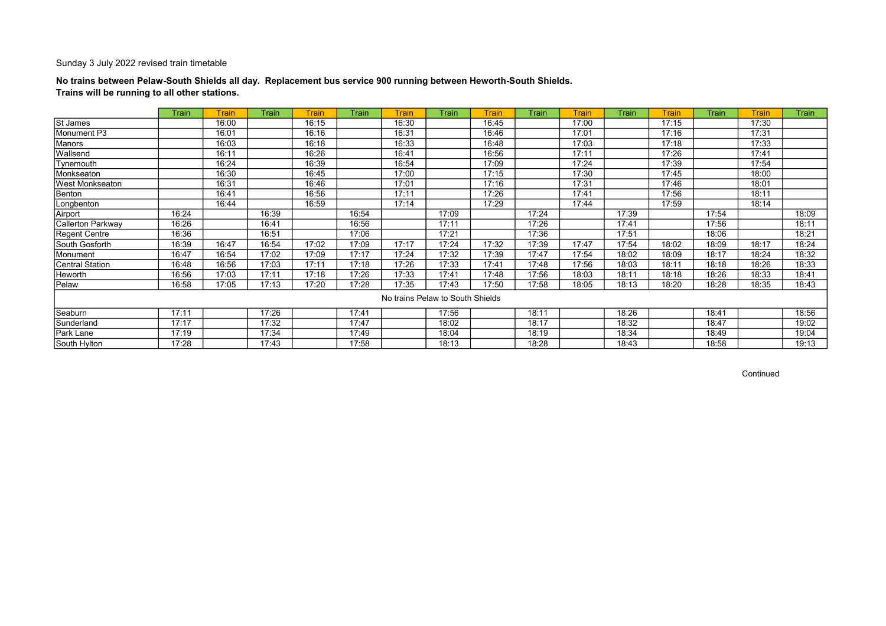Sunday 3 July 2022 revised train timetable

**No trains between Pelaw-South Shields all day. Replacement bus service 900 running between Heworth-South Shields.**
**Trains will be running to all other stations.**

| | Train | Train | Train | Train | Train | Train | Train | Train | Train | Train | Train | Train | Train | Train | Train |
|---|---|---|---|---|---|---|---|---|---|---|---|---|---|---|---|
| St James | | 16:00 | | 16:15 | | 16:30 | | 16:45 | | 17:00 | | 17:15 | | 17:30 | |
| Monument P3 | | 16:01 | | 16:16 | | 16:31 | | 16:46 | | 17:01 | | 17:16 | | 17:31 | |
| Manors | | 16:03 | | 16:18 | | 16:33 | | 16:48 | | 17:03 | | 17:18 | | 17:33 | |
| Wallsend | | 16:11 | | 16:26 | | 16:41 | | 16:56 | | 17:11 | | 17:26 | | 17:41 | |
| Tynemouth | | 16:24 | | 16:39 | | 16:54 | | 17:09 | | 17:24 | | 17:39 | | 17:54 | |
| Monkseaton | | 16:30 | | 16:45 | | 17:00 | | 17:15 | | 17:30 | | 17:45 | | 18:00 | |
| West Monkseaton | | 16:31 | | 16:46 | | 17:01 | | 17:16 | | 17:31 | | 17:46 | | 18:01 | |
| Benton | | 16:41 | | 16:56 | | 17:11 | | 17:26 | | 17:41 | | 17:56 | | 18:11 | |
| Longbenton | | 16:44 | | 16:59 | | 17:14 | | 17:29 | | 17:44 | | 17:59 | | 18:14 | |
| Airport | 16:24 | | 16:39 | | 16:54 | | 17:09 | | 17:24 | | 17:39 | | 17:54 | | 18:09 |
| Callerton Parkway | 16:26 | | 16:41 | | 16:56 | | 17:11 | | 17:26 | | 17:41 | | 17:56 | | 18:11 |
| Regent Centre | 16:36 | | 16:51 | | 17:06 | | 17:21 | | 17:36 | | 17:51 | | 18:06 | | 18:21 |
| South Gosforth | 16:39 | 16:47 | 16:54 | 17:02 | 17:09 | 17:17 | 17:24 | 17:32 | 17:39 | 17:47 | 17:54 | 18:02 | 18:09 | 18:17 | 18:24 |
| Monument | 16:47 | 16:54 | 17:02 | 17:09 | 17:17 | 17:24 | 17:32 | 17:39 | 17:47 | 17:54 | 18:02 | 18:09 | 18:17 | 18:24 | 18:32 |
| Central Station | 16:48 | 16:56 | 17:03 | 17:11 | 17:18 | 17:26 | 17:33 | 17:41 | 17:48 | 17:56 | 18:03 | 18:11 | 18:18 | 18:26 | 18:33 |
| Heworth | 16:56 | 17:03 | 17:11 | 17:18 | 17:26 | 17:33 | 17:41 | 17:48 | 17:56 | 18:03 | 18:11 | 18:18 | 18:26 | 18:33 | 18:41 |
| Pelaw | 16:58 | 17:05 | 17:13 | 17:20 | 17:28 | 17:35 | 17:43 | 17:50 | 17:58 | 18:05 | 18:13 | 18:20 | 18:28 | 18:35 | 18:43 |
| No trains Pelaw to South Shields | | | | | | | | | | | | | | | |
| Seaburn | 17:11 | | 17:26 | | 17:41 | | 17:56 | | 18:11 | | 18:26 | | 18:41 | | 18:56 |
| Sunderland | 17:17 | | 17:32 | | 17:47 | | 18:02 | | 18:17 | | 18:32 | | 18:47 | | 19:02 |
| Park Lane | 17:19 | | 17:34 | | 17:49 | | 18:04 | | 18:19 | | 18:34 | | 18:49 | | 19:04 |
| South Hylton | 17:28 | | 17:43 | | 17:58 | | 18:13 | | 18:28 | | 18:43 | | 18:58 | | 19:13 |

Continued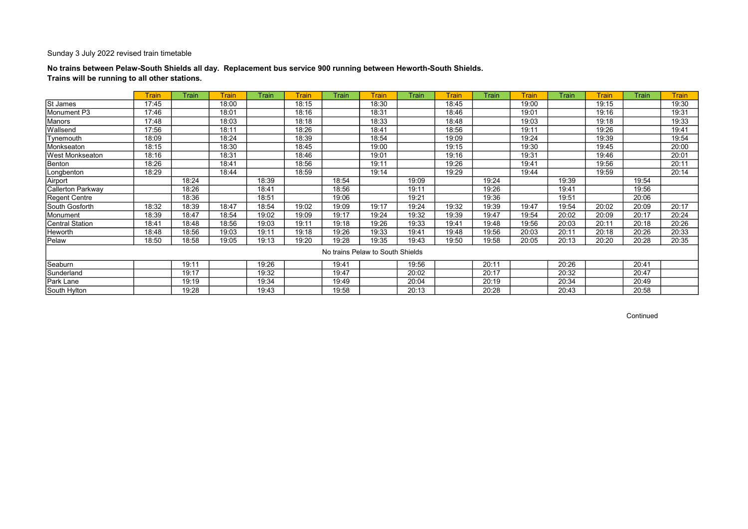Sunday 3 July 2022 revised train timetable

**No trains between Pelaw-South Shields all day. Replacement bus service 900 running between Heworth-South Shields.**
**Trains will be running to all other stations.**

| | Train | Train | Train | Train | Train | Train | Train | Train | Train | Train | Train | Train | Train | Train | Train |
|---|---|---|---|---|---|---|---|---|---|---|---|---|---|---|---|
| St James | 17:45 | | 18:00 | | 18:15 | | 18:30 | | 18:45 | | 19:00 | | 19:15 | | 19:30 |
| Monument P3 | 17:46 | | 18:01 | | 18:16 | | 18:31 | | 18:46 | | 19:01 | | 19:16 | | 19:31 |
| Manors | 17:48 | | 18:03 | | 18:18 | | 18:33 | | 18:48 | | 19:03 | | 19:18 | | 19:33 |
| Wallsend | 17:56 | | 18:11 | | 18:26 | | 18:41 | | 18:56 | | 19:11 | | 19:26 | | 19:41 |
| Tynemouth | 18:09 | | 18:24 | | 18:39 | | 18:54 | | 19:09 | | 19:24 | | 19:39 | | 19:54 |
| Monkseaton | 18:15 | | 18:30 | | 18:45 | | 19:00 | | 19:15 | | 19:30 | | 19:45 | | 20:00 |
| West Monkseaton | 18:16 | | 18:31 | | 18:46 | | 19:01 | | 19:16 | | 19:31 | | 19:46 | | 20:01 |
| Benton | 18:26 | | 18:41 | | 18:56 | | 19:11 | | 19:26 | | 19:41 | | 19:56 | | 20:11 |
| Longbenton | 18:29 | | 18:44 | | 18:59 | | 19:14 | | 19:29 | | 19:44 | | 19:59 | | 20:14 |
| Airport | | 18:24 | | 18:39 | | 18:54 | | 19:09 | | 19:24 | | 19:39 | | 19:54 | |
| Callerton Parkway | | 18:26 | | 18:41 | | 18:56 | | 19:11 | | 19:26 | | 19:41 | | 19:56 | |
| Regent Centre | | 18:36 | | 18:51 | | 19:06 | | 19:21 | | 19:36 | | 19:51 | | 20:06 | |
| South Gosforth | 18:32 | 18:39 | 18:47 | 18:54 | 19:02 | 19:09 | 19:17 | 19:24 | 19:32 | 19:39 | 19:47 | 19:54 | 20:02 | 20:09 | 20:17 |
| Monument | 18:39 | 18:47 | 18:54 | 19:02 | 19:09 | 19:17 | 19:24 | 19:32 | 19:39 | 19:47 | 19:54 | 20:02 | 20:09 | 20:17 | 20:24 |
| Central Station | 18:41 | 18:48 | 18:56 | 19:03 | 19:11 | 19:18 | 19:26 | 19:33 | 19:41 | 19:48 | 19:56 | 20:03 | 20:11 | 20:18 | 20:26 |
| Heworth | 18:48 | 18:56 | 19:03 | 19:11 | 19:18 | 19:26 | 19:33 | 19:41 | 19:48 | 19:56 | 20:03 | 20:11 | 20:18 | 20:26 | 20:33 |
| Pelaw | 18:50 | 18:58 | 19:05 | 19:13 | 19:20 | 19:28 | 19:35 | 19:43 | 19:50 | 19:58 | 20:05 | 20:13 | 20:20 | 20:28 | 20:35 |
| No trains Pelaw to South Shields | | | | | | | | | | | | | | | |
| Seaburn | | 19:11 | | 19:26 | | 19:41 | | 19:56 | | 20:11 | | 20:26 | | 20:41 | |
| Sunderland | | 19:17 | | 19:32 | | 19:47 | | 20:02 | | 20:17 | | 20:32 | | 20:47 | |
| Park Lane | | 19:19 | | 19:34 | | 19:49 | | 20:04 | | 20:19 | | 20:34 | | 20:49 | |
| South Hylton | | 19:28 | | 19:43 | | 19:58 | | 20:13 | | 20:28 | | 20:43 | | 20:58 | |

Continued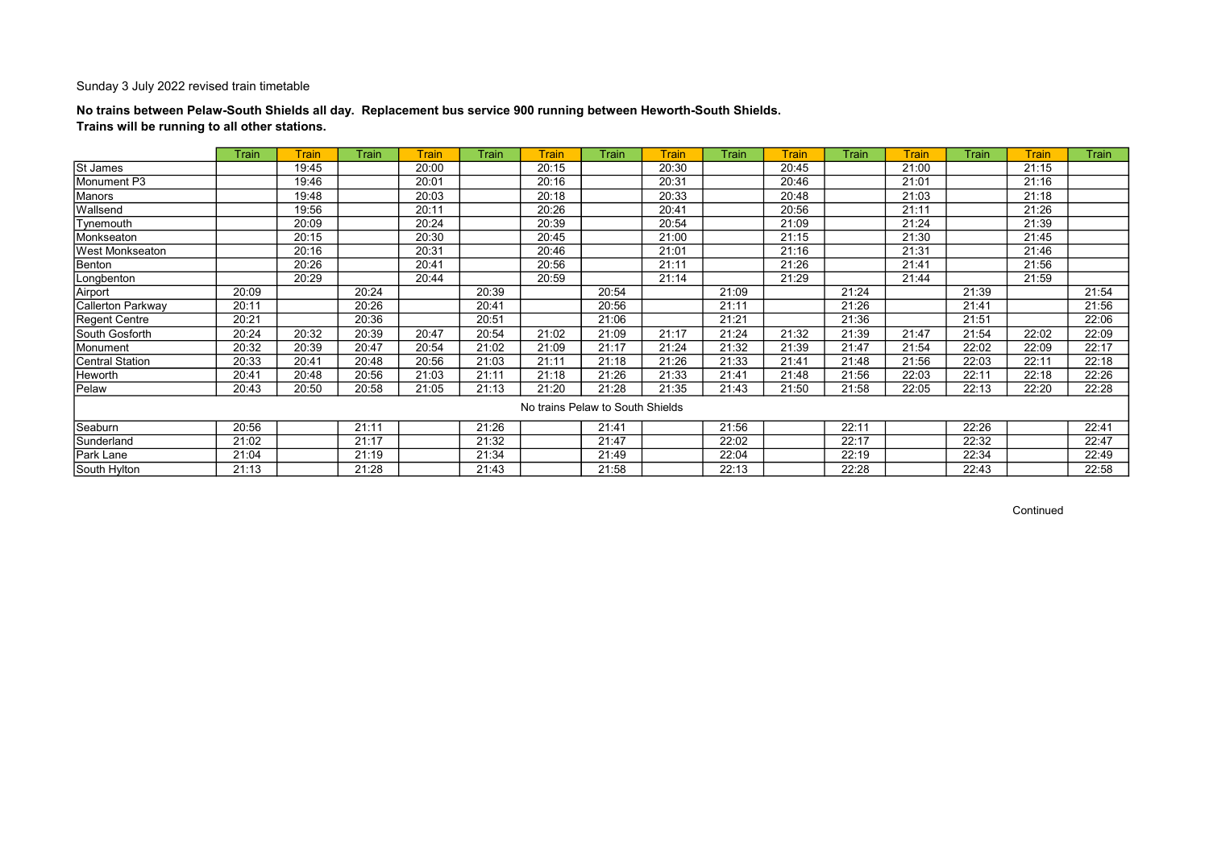Sunday 3 July 2022 revised train timetable

**No trains between Pelaw-South Shields all day. Replacement bus service 900 running between Heworth-South Shields.**
**Trains will be running to all other stations.**

| | Train | Train | Train | Train | Train | Train | Train | Train | Train | Train | Train | Train | Train | Train | Train |
|---|---|---|---|---|---|---|---|---|---|---|---|---|---|---|---|
| St James | | 19:45 | | 20:00 | | 20:15 | | 20:30 | | 20:45 | | 21:00 | | 21:15 | |
| Monument P3 | | 19:46 | | 20:01 | | 20:16 | | 20:31 | | 20:46 | | 21:01 | | 21:16 | |
| Manors | | 19:48 | | 20:03 | | 20:18 | | 20:33 | | 20:48 | | 21:03 | | 21:18 | |
| Wallsend | | 19:56 | | 20:11 | | 20:26 | | 20:41 | | 20:56 | | 21:11 | | 21:26 | |
| Tynemouth | | 20:09 | | 20:24 | | 20:39 | | 20:54 | | 21:09 | | 21:24 | | 21:39 | |
| Monkseaton | | 20:15 | | 20:30 | | 20:45 | | 21:00 | | 21:15 | | 21:30 | | 21:45 | |
| West Monkseaton | | 20:16 | | 20:31 | | 20:46 | | 21:01 | | 21:16 | | 21:31 | | 21:46 | |
| Benton | | 20:26 | | 20:41 | | 20:56 | | 21:11 | | 21:26 | | 21:41 | | 21:56 | |
| Longbenton | | 20:29 | | 20:44 | | 20:59 | | 21:14 | | 21:29 | | 21:44 | | 21:59 | |
| Airport | 20:09 | | 20:24 | | 20:39 | | 20:54 | | 21:09 | | 21:24 | | 21:39 | | 21:54 |
| Callerton Parkway | 20:11 | | 20:26 | | 20:41 | | 20:56 | | 21:11 | | 21:26 | | 21:41 | | 21:56 |
| Regent Centre | 20:21 | | 20:36 | | 20:51 | | 21:06 | | 21:21 | | 21:36 | | 21:51 | | 22:06 |
| South Gosforth | 20:24 | 20:32 | 20:39 | 20:47 | 20:54 | 21:02 | 21:09 | 21:17 | 21:24 | 21:32 | 21:39 | 21:47 | 21:54 | 22:02 | 22:09 |
| Monument | 20:32 | 20:39 | 20:47 | 20:54 | 21:02 | 21:09 | 21:17 | 21:24 | 21:32 | 21:39 | 21:47 | 21:54 | 22:02 | 22:09 | 22:17 |
| Central Station | 20:33 | 20:41 | 20:48 | 20:56 | 21:03 | 21:11 | 21:18 | 21:26 | 21:33 | 21:41 | 21:48 | 21:56 | 22:03 | 22:11 | 22:18 |
| Heworth | 20:41 | 20:48 | 20:56 | 21:03 | 21:11 | 21:18 | 21:26 | 21:33 | 21:41 | 21:48 | 21:56 | 22:03 | 22:11 | 22:18 | 22:26 |
| Pelaw | 20:43 | 20:50 | 20:58 | 21:05 | 21:13 | 21:20 | 21:28 | 21:35 | 21:43 | 21:50 | 21:58 | 22:05 | 22:13 | 22:20 | 22:28 |
| No trains Pelaw to South Shields | | | | | | | | | | | | | | | |
| Seaburn | 20:56 | | 21:11 | | 21:26 | | 21:41 | | 21:56 | | 22:11 | | 22:26 | | 22:41 |
| Sunderland | 21:02 | | 21:17 | | 21:32 | | 21:47 | | 22:02 | | 22:17 | | 22:32 | | 22:47 |
| Park Lane | 21:04 | | 21:19 | | 21:34 | | 21:49 | | 22:04 | | 22:19 | | 22:34 | | 22:49 |
| South Hylton | 21:13 | | 21:28 | | 21:43 | | 21:58 | | 22:13 | | 22:28 | | 22:43 | | 22:58 |

Continued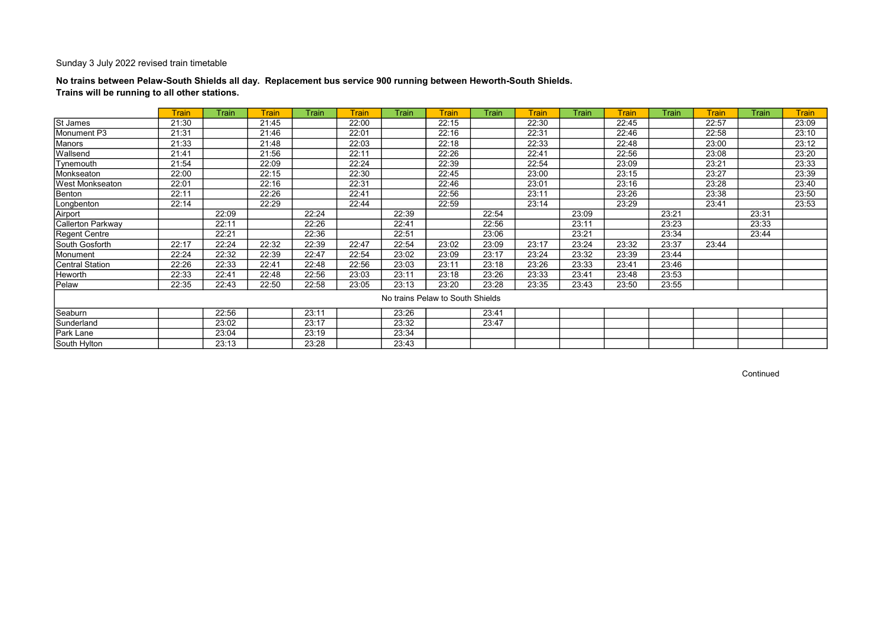Sunday 3 July 2022 revised train timetable

**No trains between Pelaw-South Shields all day. Replacement bus service 900 running between Heworth-South Shields.**
**Trains will be running to all other stations.**

| | Train | Train | Train | Train | Train | Train | Train | Train | Train | Train | Train | Train | Train | Train | Train |
|---|---|---|---|---|---|---|---|---|---|---|---|---|---|---|---|
| St James | 21:30 | | 21:45 | | 22:00 | | 22:15 | | 22:30 | | 22:45 | | 22:57 | | 23:09 |
| Monument P3 | 21:31 | | 21:46 | | 22:01 | | 22:16 | | 22:31 | | 22:46 | | 22:58 | | 23:10 |
| Manors | 21:33 | | 21:48 | | 22:03 | | 22:18 | | 22:33 | | 22:48 | | 23:00 | | 23:12 |
| Wallsend | 21:41 | | 21:56 | | 22:11 | | 22:26 | | 22:41 | | 22:56 | | 23:08 | | 23:20 |
| Tynemouth | 21:54 | | 22:09 | | 22:24 | | 22:39 | | 22:54 | | 23:09 | | 23:21 | | 23:33 |
| Monkseaton | 22:00 | | 22:15 | | 22:30 | | 22:45 | | 23:00 | | 23:15 | | 23:27 | | 23:39 |
| West Monkseaton | 22:01 | | 22:16 | | 22:31 | | 22:46 | | 23:01 | | 23:16 | | 23:28 | | 23:40 |
| Benton | 22:11 | | 22:26 | | 22:41 | | 22:56 | | 23:11 | | 23:26 | | 23:38 | | 23:50 |
| Longbenton | 22:14 | | 22:29 | | 22:44 | | 22:59 | | 23:14 | | 23:29 | | 23:41 | | 23:53 |
| Airport | | 22:09 | | 22:24 | | 22:39 | | 22:54 | | 23:09 | | 23:21 | | 23:31 | |
| Callerton Parkway | | 22:11 | | 22:26 | | 22:41 | | 22:56 | | 23:11 | | 23:23 | | 23:33 | |
| Regent Centre | | 22:21 | | 22:36 | | 22:51 | | 23:06 | | 23:21 | | 23:34 | | 23:44 | |
| South Gosforth | 22:17 | 22:24 | 22:32 | 22:39 | 22:47 | 22:54 | 23:02 | 23:09 | 23:17 | 23:24 | 23:32 | 23:37 | 23:44 | | |
| Monument | 22:24 | 22:32 | 22:39 | 22:47 | 22:54 | 23:02 | 23:09 | 23:17 | 23:24 | 23:32 | 23:39 | 23:44 | | | |
| Central Station | 22:26 | 22:33 | 22:41 | 22:48 | 22:56 | 23:03 | 23:11 | 23:18 | 23:26 | 23:33 | 23:41 | 23:46 | | | |
| Heworth | 22:33 | 22:41 | 22:48 | 22:56 | 23:03 | 23:11 | 23:18 | 23:26 | 23:33 | 23:41 | 23:48 | 23:53 | | | |
| Pelaw | 22:35 | 22:43 | 22:50 | 22:58 | 23:05 | 23:13 | 23:20 | 23:28 | 23:35 | 23:43 | 23:50 | 23:55 | | | |
| No trains Pelaw to South Shields | | | | | | | | | | | | | | | |
| Seaburn | | 22:56 | | 23:11 | | 23:26 | | 23:41 | | | | | | | |
| Sunderland | | 23:02 | | 23:17 | | 23:32 | | 23:47 | | | | | | | |
| Park Lane | | 23:04 | | 23:19 | | 23:34 | | | | | | | | | |
| South Hylton | | 23:13 | | 23:28 | | 23:43 | | | | | | | | | |

Continued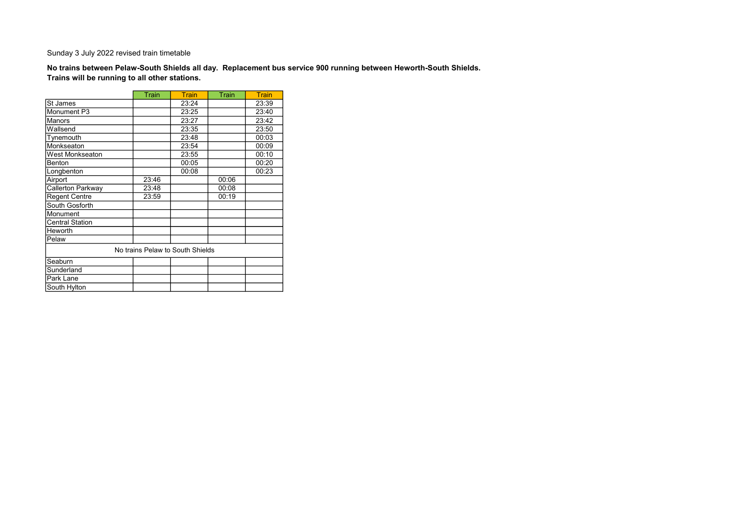Sunday 3 July 2022 revised train timetable

**No trains between Pelaw-South Shields all day. Replacement bus service 900 running between Heworth-South Shields.**
**Trains will be running to all other stations.**

| | Train | Train | Train | Train |
|---|---|---|---|---|
| St James | | 23:24 | | 23:39 |
| Monument P3 | | 23:25 | | 23:40 |
| Manors | | 23:27 | | 23:42 |
| Wallsend | | 23:35 | | 23:50 |
| Tynemouth | | 23:48 | | 00:03 |
| Monkseaton | | 23:54 | | 00:09 |
| West Monkseaton | | 23:55 | | 00:10 |
| Benton | | 00:05 | | 00:20 |
| Longbenton | | 00:08 | | 00:23 |
| Airport | 23:46 | | 00:06 | |
| Callerton Parkway | 23:48 | | 00:08 | |
| Regent Centre | 23:59 | | 00:19 | |
| South Gosforth | | | | |
| Monument | | | | |
| Central Station | | | | |
| Heworth | | | | |
| Pelaw | | | | |
| No trains Pelaw to South Shields | | | | |
| Seaburn | | | | |
| Sunderland | | | | |
| Park Lane | | | | |
| South Hylton | | | | |